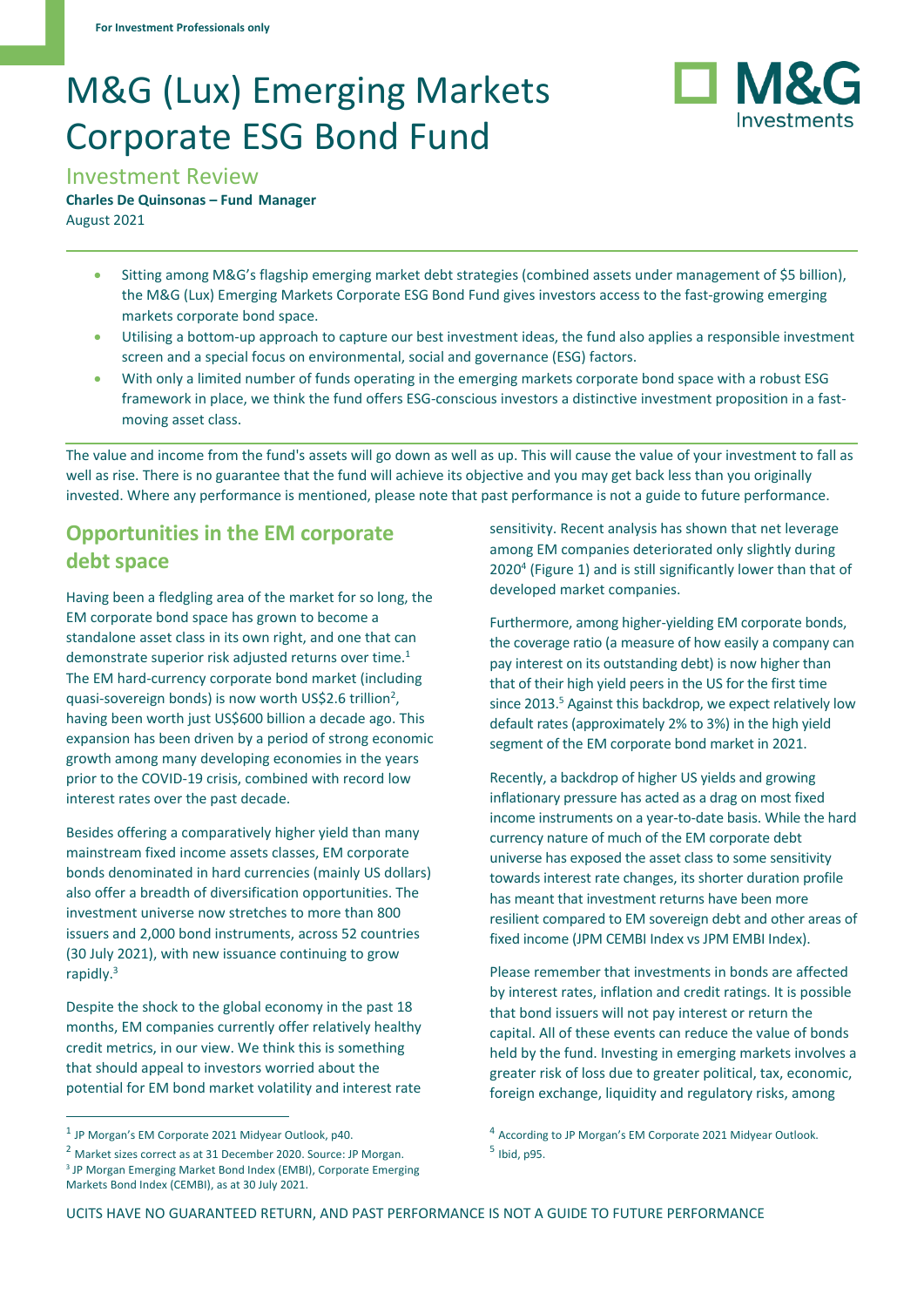For Investment Professionals only

# M&G (Lux) Emerging Markets Corporate ESG Bond Fund

## Investment Review

**Charles De Quinsonas – Fund Manager**
August 2021

- Sitting among M&G's flagship emerging market debt strategies (combined assets under management of $5 billion), the M&G (Lux) Emerging Markets Corporate ESG Bond Fund gives investors access to the fast-growing emerging markets corporate bond space.
- Utilising a bottom-up approach to capture our best investment ideas, the fund also applies a responsible investment screen and a special focus on environmental, social and governance (ESG) factors.
- With only a limited number of funds operating in the emerging markets corporate bond space with a robust ESG framework in place, we think the fund offers ESG-conscious investors a distinctive investment proposition in a fast-moving asset class.

The value and income from the fund's assets will go down as well as up. This will cause the value of your investment to fall as well as rise. There is no guarantee that the fund will achieve its objective and you may get back less than you originally invested. Where any performance is mentioned, please note that past performance is not a guide to future performance.

## Opportunities in the EM corporate debt space

Having been a fledgling area of the market for so long, the EM corporate bond space has grown to become a standalone asset class in its own right, and one that can demonstrate superior risk adjusted returns over time.[1] The EM hard-currency corporate bond market (including quasi-sovereign bonds) is now worth US$2.6 trillion[2], having been worth just US$600 billion a decade ago. This expansion has been driven by a period of strong economic growth among many developing economies in the years prior to the COVID-19 crisis, combined with record low interest rates over the past decade.

Besides offering a comparatively higher yield than many mainstream fixed income assets classes, EM corporate bonds denominated in hard currencies (mainly US dollars) also offer a breadth of diversification opportunities. The investment universe now stretches to more than 800 issuers and 2,000 bond instruments, across 52 countries (30 July 2021), with new issuance continuing to grow rapidly.[3]

Despite the shock to the global economy in the past 18 months, EM companies currently offer relatively healthy credit metrics, in our view. We think this is something that should appeal to investors worried about the potential for EM bond market volatility and interest rate sensitivity. Recent analysis has shown that net leverage among EM companies deteriorated only slightly during 2020[4] (Figure 1) and is still significantly lower than that of developed market companies.

Furthermore, among higher-yielding EM corporate bonds, the coverage ratio (a measure of how easily a company can pay interest on its outstanding debt) is now higher than that of their high yield peers in the US for the first time since 2013.[5] Against this backdrop, we expect relatively low default rates (approximately 2% to 3%) in the high yield segment of the EM corporate bond market in 2021.

Recently, a backdrop of higher US yields and growing inflationary pressure has acted as a drag on most fixed income instruments on a year-to-date basis. While the hard currency nature of much of the EM corporate debt universe has exposed the asset class to some sensitivity towards interest rate changes, its shorter duration profile has meant that investment returns have been more resilient compared to EM sovereign debt and other areas of fixed income (JPM CEMBI Index vs JPM EMBI Index).

Please remember that investments in bonds are affected by interest rates, inflation and credit ratings. It is possible that bond issuers will not pay interest or return the capital. All of these events can reduce the value of bonds held by the fund. Investing in emerging markets involves a greater risk of loss due to greater political, tax, economic, foreign exchange, liquidity and regulatory risks, among

[1] JP Morgan's EM Corporate 2021 Midyear Outlook, p40.
[2] Market sizes correct as at 31 December 2020. Source: JP Morgan.
[3] JP Morgan Emerging Market Bond Index (EMBI), Corporate Emerging Markets Bond Index (CEMBI), as at 30 July 2021.
[4] According to JP Morgan's EM Corporate 2021 Midyear Outlook.
[5] Ibid, p95.

UCITS HAVE NO GUARANTEED RETURN, AND PAST PERFORMANCE IS NOT A GUIDE TO FUTURE PERFORMANCE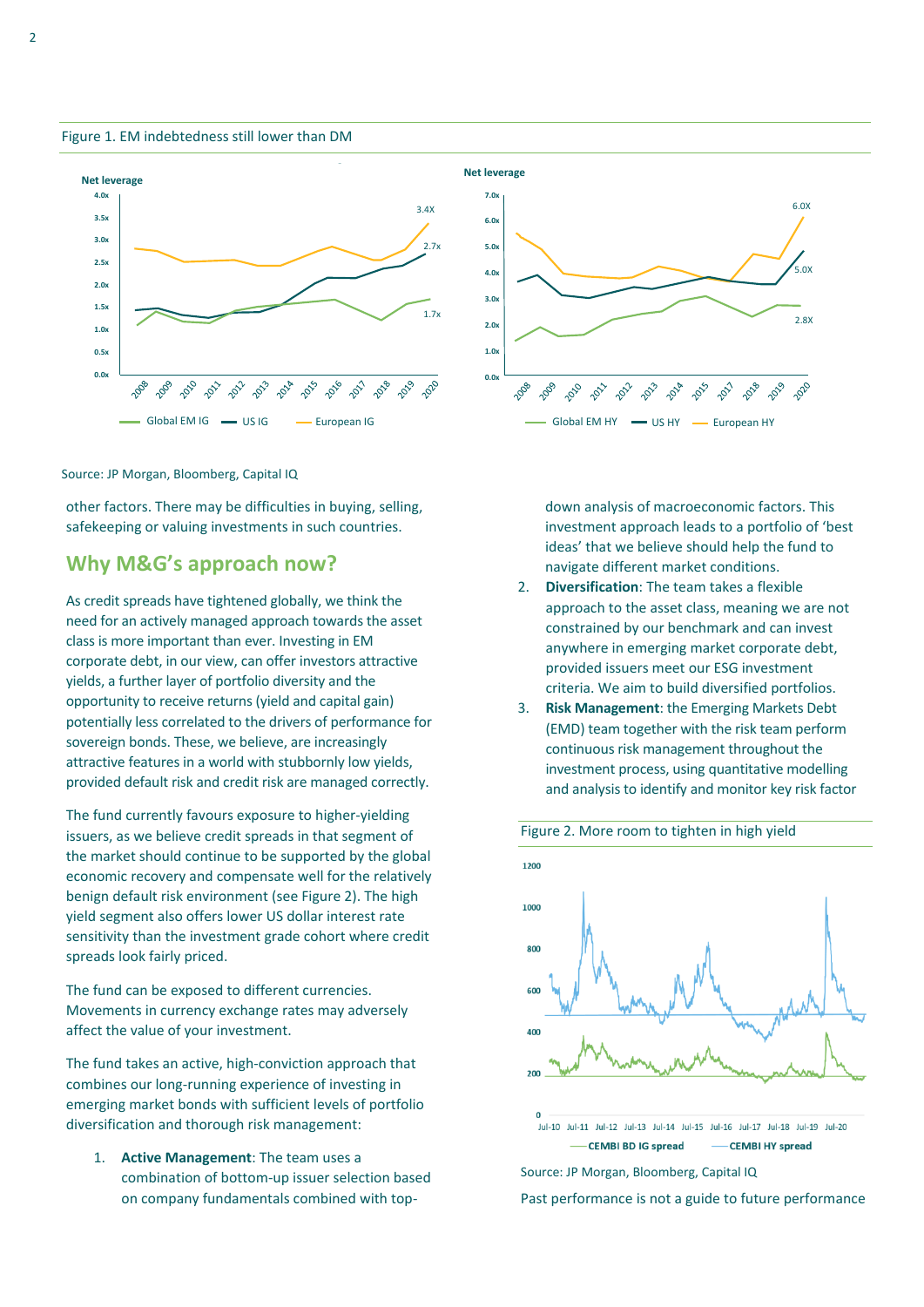Figure 1. EM indebtedness still lower than DM

Source: JP Morgan, Bloomberg, Capital IQ

other factors. There may be difficulties in buying, selling, safekeeping or valuing investments in such countries.

## Why M&G's approach now?

As credit spreads have tightened globally, we think the need for an actively managed approach towards the asset class is more important than ever. Investing in EM corporate debt, in our view, can offer investors attractive yields, a further layer of portfolio diversity and the opportunity to receive returns (yield and capital gain) potentially less correlated to the drivers of performance for sovereign bonds. These, we believe, are increasingly attractive features in a world with stubbornly low yields, provided default risk and credit risk are managed correctly.

The fund currently favours exposure to higher-yielding issuers, as we believe credit spreads in that segment of the market should continue to be supported by the global economic recovery and compensate well for the relatively benign default risk environment (see Figure 2). The high yield segment also offers lower US dollar interest rate sensitivity than the investment grade cohort where credit spreads look fairly priced.

The fund can be exposed to different currencies. Movements in currency exchange rates may adversely affect the value of your investment.

The fund takes an active, high-conviction approach that combines our long-running experience of investing in emerging market bonds with sufficient levels of portfolio diversification and thorough risk management:

1. **Active Management**: The team uses a combination of bottom-up issuer selection based on company fundamentals combined with top-down analysis of macroeconomic factors. This investment approach leads to a portfolio of 'best ideas' that we believe should help the fund to navigate different market conditions.
2. **Diversification**: The team takes a flexible approach to the asset class, meaning we are not constrained by our benchmark and can invest anywhere in emerging market corporate debt, provided issuers meet our ESG investment criteria. We aim to build diversified portfolios.
3. **Risk Management**: the Emerging Markets Debt (EMD) team together with the risk team perform continuous risk management throughout the investment process, using quantitative modelling and analysis to identify and monitor key risk factor

Figure 2. More room to tighten in high yield

Source: JP Morgan, Bloomberg, Capital IQ

Past performance is not a guide to future performance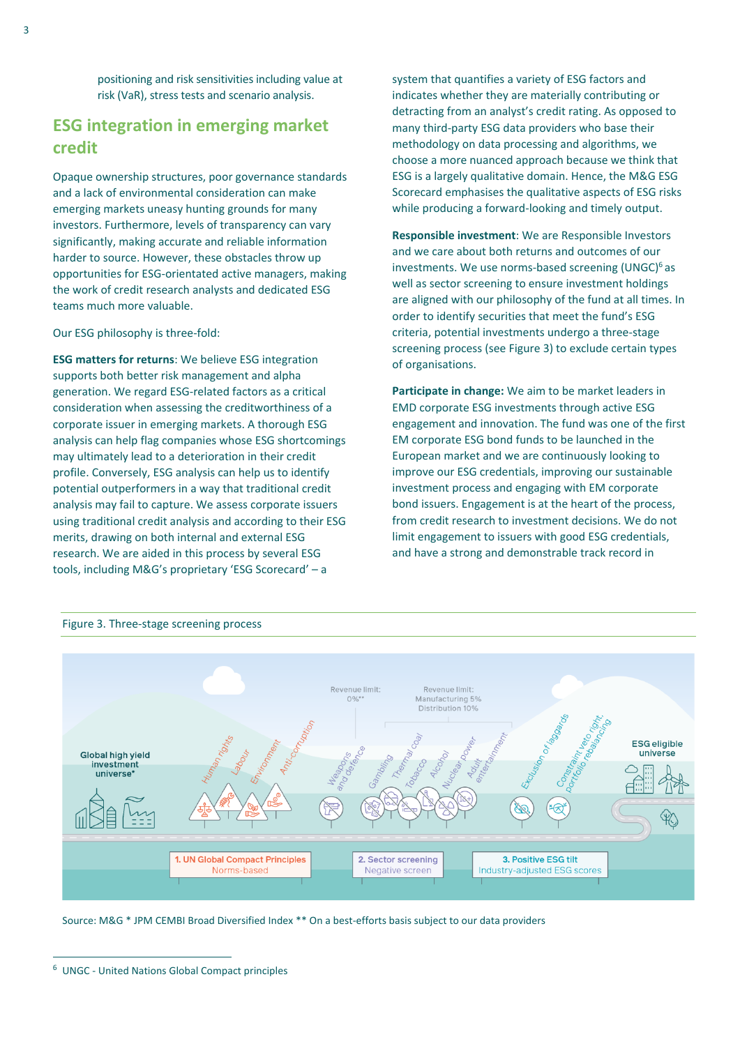positioning and risk sensitivities including value at risk (VaR), stress tests and scenario analysis.

## ESG integration in emerging market credit

Opaque ownership structures, poor governance standards and a lack of environmental consideration can make emerging markets uneasy hunting grounds for many investors. Furthermore, levels of transparency can vary significantly, making accurate and reliable information harder to source. However, these obstacles throw up opportunities for ESG-orientated active managers, making the work of credit research analysts and dedicated ESG teams much more valuable.

Our ESG philosophy is three-fold:

**ESG matters for returns**: We believe ESG integration supports both better risk management and alpha generation. We regard ESG-related factors as a critical consideration when assessing the creditworthiness of a corporate issuer in emerging markets. A thorough ESG analysis can help flag companies whose ESG shortcomings may ultimately lead to a deterioration in their credit profile. Conversely, ESG analysis can help us to identify potential outperformers in a way that traditional credit analysis may fail to capture. We assess corporate issuers using traditional credit analysis and according to their ESG merits, drawing on both internal and external ESG research. We are aided in this process by several ESG tools, including M&G's proprietary 'ESG Scorecard' – a system that quantifies a variety of ESG factors and indicates whether they are materially contributing or detracting from an analyst's credit rating. As opposed to many third-party ESG data providers who base their methodology on data processing and algorithms, we choose a more nuanced approach because we think that ESG is a largely qualitative domain. Hence, the M&G ESG Scorecard emphasises the qualitative aspects of ESG risks while producing a forward-looking and timely output.

**Responsible investment**: We are Responsible Investors and we care about both returns and outcomes of our investments. We use norms-based screening (UNGC)[6] as well as sector screening to ensure investment holdings are aligned with our philosophy of the fund at all times. In order to identify securities that meet the fund's ESG criteria, potential investments undergo a three-stage screening process (see Figure 3) to exclude certain types of organisations.

**Participate in change:** We aim to be market leaders in EMD corporate ESG investments through active ESG engagement and innovation. The fund was one of the first EM corporate ESG bond funds to be launched in the European market and we are continuously looking to improve our ESG credentials, improving our sustainable investment process and engaging with EM corporate bond issuers. Engagement is at the heart of the process, from credit research to investment decisions. We do not limit engagement to issuers with good ESG credentials, and have a strong and demonstrable track record in

Figure 3. Three-stage screening process

Global high yield investment universe* → Human rights, Labour, Environment, Anti-corruption → Weapons and defence (Revenue limit: 0%**) → Gambling, Thermal coal, Tobacco, Alcohol, Nuclear power, Adult entertainment (Revenue limit: Manufacturing 5%, Distribution 10%) → Exclusion of laggards, Constraint veto right, portfolio rebalancing → ESG eligible universe

1. UN Global Compact Principles – Norms-based
2. Sector screening – Negative screen
3. Positive ESG tilt – Industry-adjusted ESG scores

Source: M&G * JPM CEMBI Broad Diversified Index ** On a best-efforts basis subject to our data providers

[6] UNGC - United Nations Global Compact principles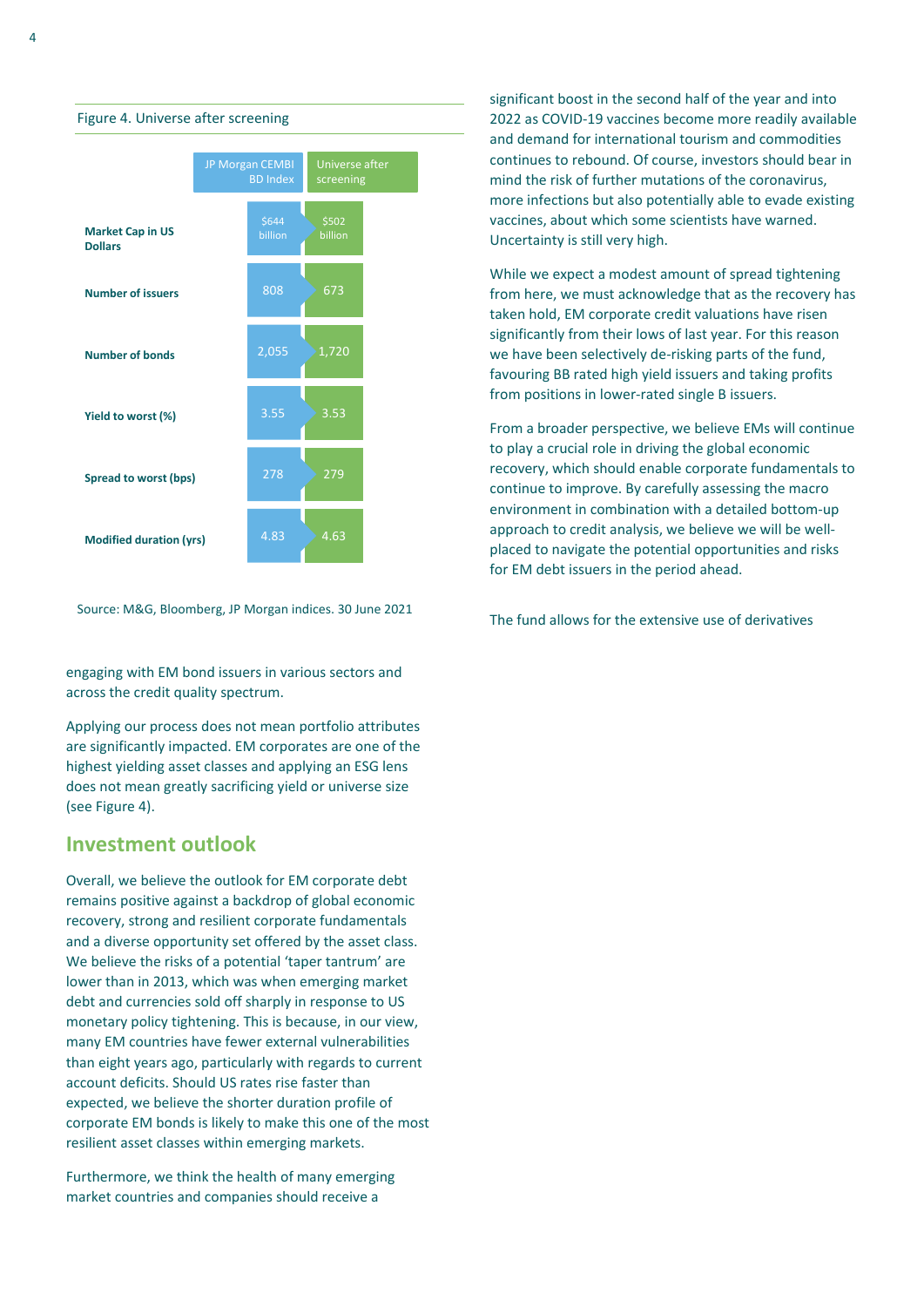Figure 4. Universe after screening

| | JP Morgan CEMBI BD Index | Universe after screening |
|---|---|---|
| **Market Cap in US Dollars** | $644 billion | $502 billion |
| **Number of issuers** | 808 | 673 |
| **Number of bonds** | 2,055 | 1,720 |
| **Yield to worst (%)** | 3.55 | 3.53 |
| **Spread to worst (bps)** | 278 | 279 |
| **Modified duration (yrs)** | 4.83 | 4.63 |

Source: M&G, Bloomberg, JP Morgan indices. 30 June 2021

engaging with EM bond issuers in various sectors and across the credit quality spectrum.

Applying our process does not mean portfolio attributes are significantly impacted. EM corporates are one of the highest yielding asset classes and applying an ESG lens does not mean greatly sacrificing yield or universe size (see Figure 4).

## Investment outlook

Overall, we believe the outlook for EM corporate debt remains positive against a backdrop of global economic recovery, strong and resilient corporate fundamentals and a diverse opportunity set offered by the asset class. We believe the risks of a potential 'taper tantrum' are lower than in 2013, which was when emerging market debt and currencies sold off sharply in response to US monetary policy tightening. This is because, in our view, many EM countries have fewer external vulnerabilities than eight years ago, particularly with regards to current account deficits. Should US rates rise faster than expected, we believe the shorter duration profile of corporate EM bonds is likely to make this one of the most resilient asset classes within emerging markets.

Furthermore, we think the health of many emerging market countries and companies should receive a significant boost in the second half of the year and into 2022 as COVID-19 vaccines become more readily available and demand for international tourism and commodities continues to rebound. Of course, investors should bear in mind the risk of further mutations of the coronavirus, more infections but also potentially able to evade existing vaccines, about which some scientists have warned. Uncertainty is still very high.

While we expect a modest amount of spread tightening from here, we must acknowledge that as the recovery has taken hold, EM corporate credit valuations have risen significantly from their lows of last year. For this reason we have been selectively de-risking parts of the fund, favouring BB rated high yield issuers and taking profits from positions in lower-rated single B issuers.

From a broader perspective, we believe EMs will continue to play a crucial role in driving the global economic recovery, which should enable corporate fundamentals to continue to improve. By carefully assessing the macro environment in combination with a detailed bottom-up approach to credit analysis, we believe we will be well-placed to navigate the potential opportunities and risks for EM debt issuers in the period ahead.

The fund allows for the extensive use of derivatives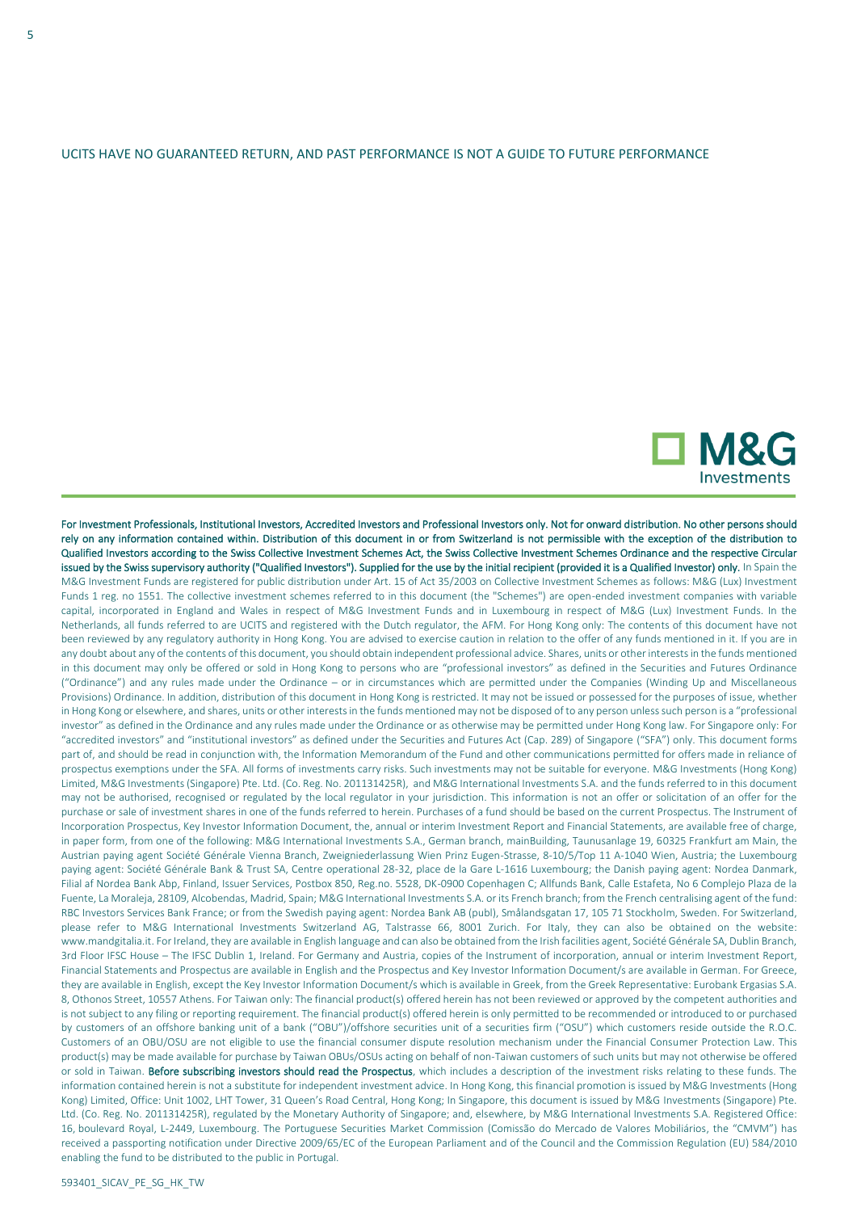UCITS HAVE NO GUARANTEED RETURN, AND PAST PERFORMANCE IS NOT A GUIDE TO FUTURE PERFORMANCE

M&G Investments

**For Investment Professionals, Institutional Investors, Accredited Investors and Professional Investors only. Not for onward distribution. No other persons should rely on any information contained within. Distribution of this document in or from Switzerland is not permissible with the exception of the distribution to Qualified Investors according to the Swiss Collective Investment Schemes Act, the Swiss Collective Investment Schemes Ordinance and the respective Circular issued by the Swiss supervisory authority ("Qualified Investors"). Supplied for the use by the initial recipient (provided it is a Qualified Investor) only.** In Spain the M&G Investment Funds are registered for public distribution under Art. 15 of Act 35/2003 on Collective Investment Schemes as follows: M&G (Lux) Investment Funds 1 reg. no 1551. The collective investment schemes referred to in this document (the "Schemes") are open-ended investment companies with variable capital, incorporated in England and Wales in respect of M&G Investment Funds and in Luxembourg in respect of M&G (Lux) Investment Funds. In the Netherlands, all funds referred to are UCITS and registered with the Dutch regulator, the AFM. For Hong Kong only: The contents of this document have not been reviewed by any regulatory authority in Hong Kong. You are advised to exercise caution in relation to the offer of any funds mentioned in it. If you are in any doubt about any of the contents of this document, you should obtain independent professional advice. Shares, units or other interests in the funds mentioned in this document may only be offered or sold in Hong Kong to persons who are "professional investors" as defined in the Securities and Futures Ordinance ("Ordinance") and any rules made under the Ordinance – or in circumstances which are permitted under the Companies (Winding Up and Miscellaneous Provisions) Ordinance. In addition, distribution of this document in Hong Kong is restricted. It may not be issued or possessed for the purposes of issue, whether in Hong Kong or elsewhere, and shares, units or other interests in the funds mentioned may not be disposed of to any person unless such person is a "professional investor" as defined in the Ordinance and any rules made under the Ordinance or as otherwise may be permitted under Hong Kong law. For Singapore only: For "accredited investors" and "institutional investors" as defined under the Securities and Futures Act (Cap. 289) of Singapore ("SFA") only. This document forms part of, and should be read in conjunction with, the Information Memorandum of the Fund and other communications permitted for offers made in reliance of prospectus exemptions under the SFA. All forms of investments carry risks. Such investments may not be suitable for everyone. M&G Investments (Hong Kong) Limited, M&G Investments (Singapore) Pte. Ltd. (Co. Reg. No. 201131425R), and M&G International Investments S.A. and the funds referred to in this document may not be authorised, recognised or regulated by the local regulator in your jurisdiction. This information is not an offer or solicitation of an offer for the purchase or sale of investment shares in one of the funds referred to herein. Purchases of a fund should be based on the current Prospectus. The Instrument of Incorporation Prospectus, Key Investor Information Document, the, annual or interim Investment Report and Financial Statements, are available free of charge, in paper form, from one of the following: M&G International Investments S.A., German branch, mainBuilding, Taunusanlage 19, 60325 Frankfurt am Main, the Austrian paying agent Société Générale Vienna Branch, Zweigniederlassung Wien Prinz Eugen-Strasse, 8-10/5/Top 11 A-1040 Wien, Austria; the Luxembourg paying agent: Société Générale Bank & Trust SA, Centre operational 28-32, place de la Gare L-1616 Luxembourg; the Danish paying agent: Nordea Danmark, Filial af Nordea Bank Abp, Finland, Issuer Services, Postbox 850, Reg.no. 5528, DK-0900 Copenhagen C; Allfunds Bank, Calle Estafeta, No 6 Complejo Plaza de la Fuente, La Moraleja, 28109, Alcobendas, Madrid, Spain; M&G International Investments S.A. or its French branch; from the French centralising agent of the fund: RBC Investors Services Bank France; or from the Swedish paying agent: Nordea Bank AB (publ), Smålandsgatan 17, 105 71 Stockholm, Sweden. For Switzerland, please refer to M&G International Investments Switzerland AG, Talstrasse 66, 8001 Zurich. For Italy, they can also be obtained on the website: www.mandgitalia.it. For Ireland, they are available in English language and can also be obtained from the Irish facilities agent, Société Générale SA, Dublin Branch, 3rd Floor IFSC House – The IFSC Dublin 1, Ireland. For Germany and Austria, copies of the Instrument of incorporation, annual or interim Investment Report, Financial Statements and Prospectus are available in English and the Prospectus and Key Investor Information Document/s are available in German. For Greece, they are available in English, except the Key Investor Information Document/s which is available in Greek, from the Greek Representative: Eurobank Ergasias S.A. 8, Othonos Street, 10557 Athens. For Taiwan only: The financial product(s) offered herein has not been reviewed or approved by the competent authorities and is not subject to any filing or reporting requirement. The financial product(s) offered herein is only permitted to be recommended or introduced to or purchased by customers of an offshore banking unit of a bank ("OBU")/offshore securities unit of a securities firm ("OSU") which customers reside outside the R.O.C. Customers of an OBU/OSU are not eligible to use the financial consumer dispute resolution mechanism under the Financial Consumer Protection Law. This product(s) may be made available for purchase by Taiwan OBUs/OSUs acting on behalf of non-Taiwan customers of such units but may not otherwise be offered or sold in Taiwan. **Before subscribing investors should read the Prospectus**, which includes a description of the investment risks relating to these funds. The information contained herein is not a substitute for independent investment advice. In Hong Kong, this financial promotion is issued by M&G Investments (Hong Kong) Limited, Office: Unit 1002, LHT Tower, 31 Queen's Road Central, Hong Kong; In Singapore, this document is issued by M&G Investments (Singapore) Pte. Ltd. (Co. Reg. No. 201131425R), regulated by the Monetary Authority of Singapore; and, elsewhere, by M&G International Investments S.A. Registered Office: 16, boulevard Royal, L-2449, Luxembourg. The Portuguese Securities Market Commission (Comissão do Mercado de Valores Mobiliários, the "CMVM") has received a passporting notification under Directive 2009/65/EC of the European Parliament and of the Council and the Commission Regulation (EU) 584/2010 enabling the fund to be distributed to the public in Portugal.

593401_SICAV_PE_SG_HK_TW